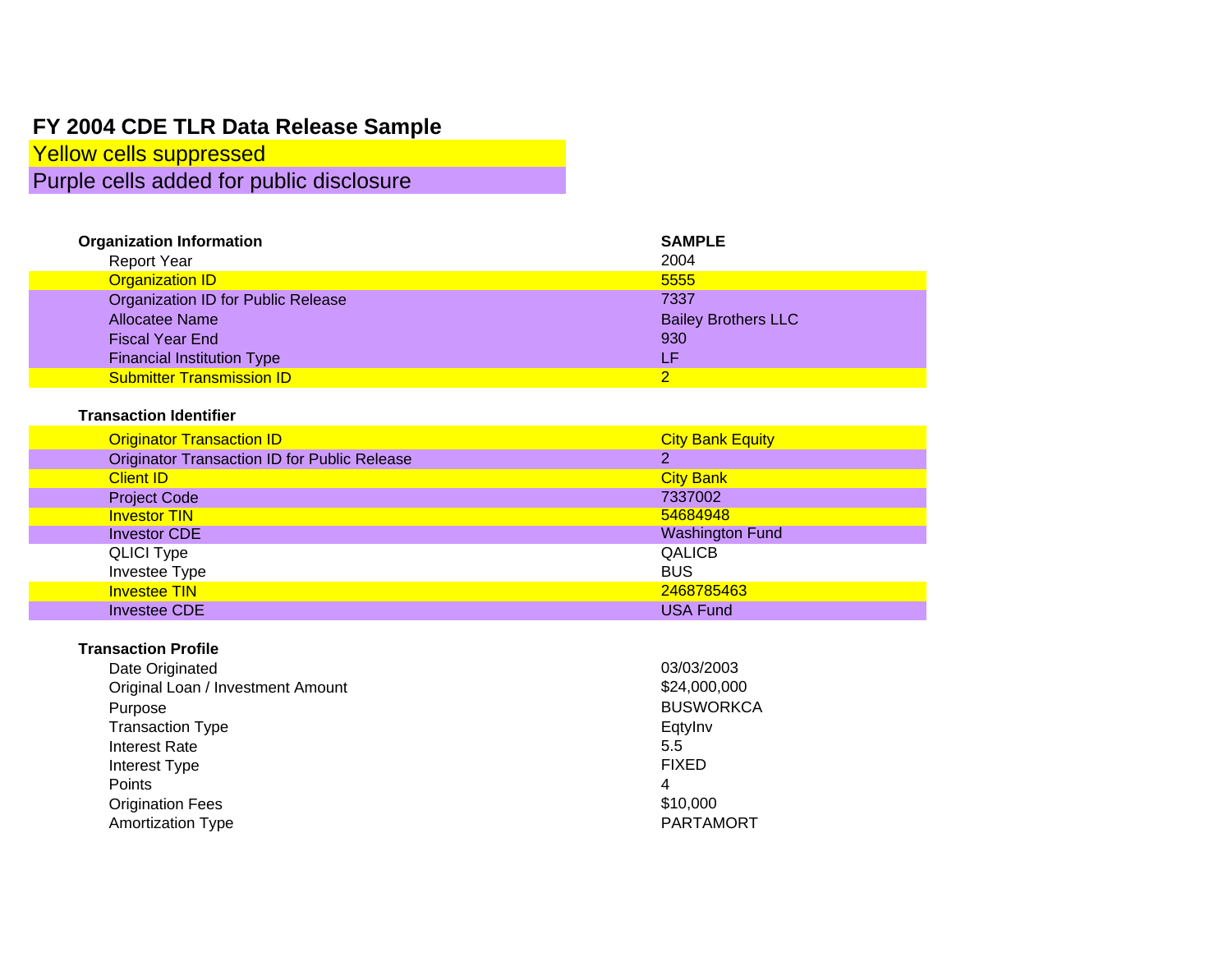# FY 2004 CDE TLR Data Release Sample

Yellow cells suppressed

Purple cells added for public disclosure

| Organization Information | SAMPLE |
|---|---|
| Report Year | 2004 |
| Organization ID | 5555 |
| Organization ID for Public Release | 7337 |
| Allocatee Name | Bailey Brothers LLC |
| Fiscal Year End | 930 |
| Financial Institution Type | LF |
| Submitter Transmission ID | 2 |
| **Transaction Identifier** | |
| Originator Transaction ID | City Bank Equity |
| Originator Transaction ID for Public Release | 2 |
| Client ID | City Bank |
| Project Code | 7337002 |
| Investor TIN | 54684948 |
| Investor CDE | Washington Fund |
| QLICI Type | QALICB |
| Investee Type | BUS |
| Investee TIN | 2468785463 |
| Investee CDE | USA Fund |
| **Transaction Profile** | |
| Date Originated | 03/03/2003 |
| Original Loan / Investment Amount | $24,000,000 |
| Purpose | BUSWORKCA |
| Transaction Type | EqtyInv |
| Interest Rate | 5.5 |
| Interest Type | FIXED |
| Points | 4 |
| Origination Fees | $10,000 |
| Amortization Type | PARTAMORT |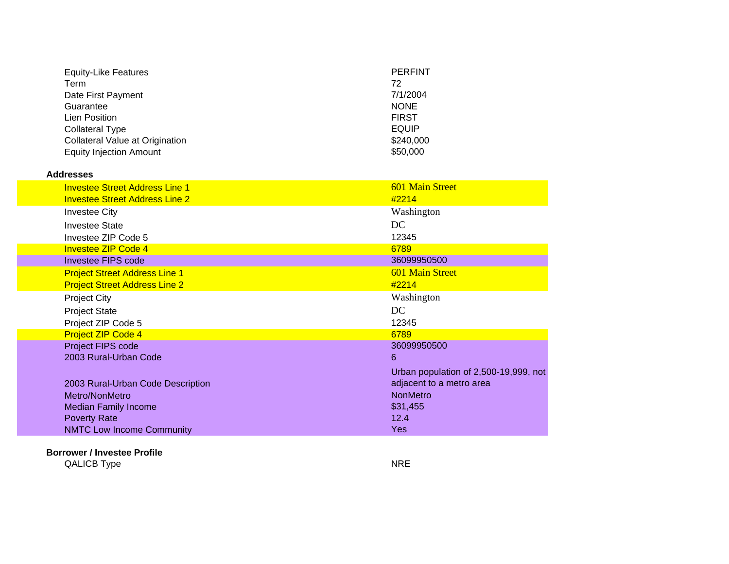| | |
|---|---|
| Equity-Like Features | PERFINT |
| Term | 72 |
| Date First Payment | 7/1/2004 |
| Guarantee | NONE |
| Lien Position | FIRST |
| Collateral Type | EQUIP |
| Collateral Value at Origination | $240,000 |
| Equity Injection Amount | $50,000 |

**Addresses**

| | |
|---|---|
| Investee Street Address Line 1 | 601 Main Street |
| Investee Street Address Line 2 | #2214 |
| Investee City | Washington |
| Investee State | DC |
| Investee ZIP Code 5 | 12345 |
| Investee ZIP Code 4 | 6789 |
| Investee FIPS code | 36099950500 |
| Project Street Address Line 1 | 601 Main Street |
| Project Street Address Line 2 | #2214 |
| Project City | Washington |
| Project State | DC |
| Project ZIP Code 5 | 12345 |
| Project ZIP Code 4 | 6789 |
| Project FIPS code | 36099950500 |
| 2003 Rural-Urban Code | 6 |
| 2003 Rural-Urban Code Description | Urban population of 2,500-19,999, not adjacent to a metro area |
| Metro/NonMetro | NonMetro |
| Median Family Income | $31,455 |
| Poverty Rate | 12.4 |
| NMTC Low Income Community | Yes |

**Borrower / Investee Profile**

| | |
|---|---|
| QALICB Type | NRE |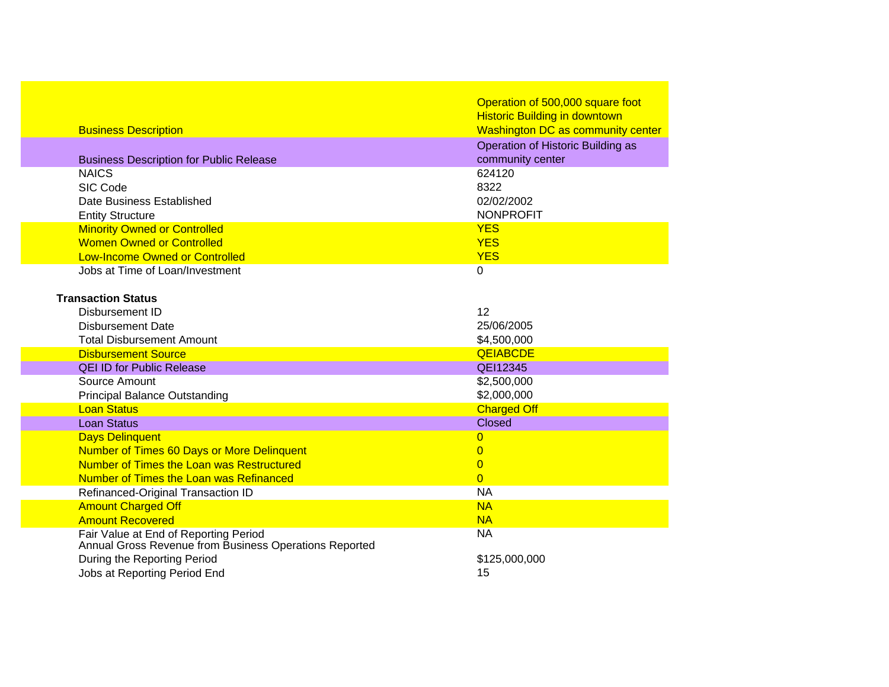| Field | Value |
|---|---|
| Business Description | Operation of 500,000 square foot Historic Building in downtown Washington DC as community center |
| Business Description for Public Release | Operation of Historic Building as community center |
| NAICS | 624120 |
| SIC Code | 8322 |
| Date Business Established | 02/02/2002 |
| Entity Structure | NONPROFIT |
| Minority Owned or Controlled | YES |
| Women Owned or Controlled | YES |
| Low-Income Owned or Controlled | YES |
| Jobs at Time of Loan/Investment | 0 |

**Transaction Status**

| Field | Value |
|---|---|
| Disbursement ID | 12 |
| Disbursement Date | 25/06/2005 |
| Total Disbursement Amount | $4,500,000 |
| Disbursement Source | QEIABCDE |
| QEI ID for Public Release | QEI12345 |
| Source Amount | $2,500,000 |
| Principal Balance Outstanding | $2,000,000 |
| Loan Status | Charged Off |
| Loan Status | Closed |
| Days Delinquent | 0 |
| Number of Times 60 Days or More Delinquent | 0 |
| Number of Times the Loan was Restructured | 0 |
| Number of Times the Loan was Refinanced | 0 |
| Refinanced-Original Transaction ID | NA |
| Amount Charged Off | NA |
| Amount Recovered | NA |
| Fair Value at End of Reporting Period | NA |
| Annual Gross Revenue from Business Operations Reported During the Reporting Period | $125,000,000 |
| Jobs at Reporting Period End | 15 |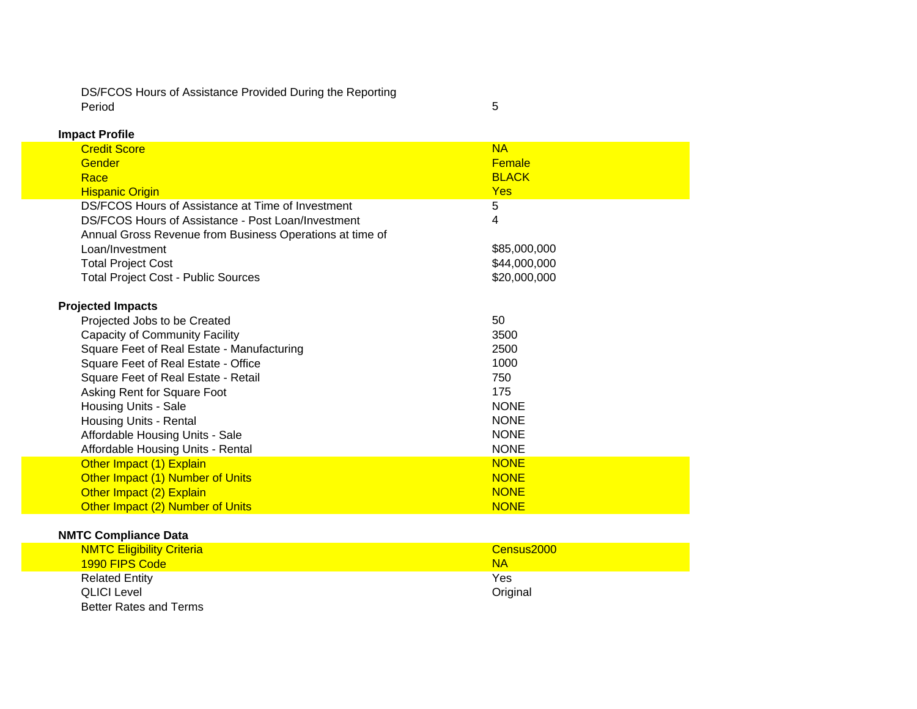| | |
|---|---|
| DS/FCOS Hours of Assistance Provided During the Reporting Period | 5 |

**Impact Profile**

| | |
|---|---|
| Credit Score | NA |
| Gender | Female |
| Race | BLACK |
| Hispanic Origin | Yes |
| DS/FCOS Hours of Assistance at Time of Investment | 5 |
| DS/FCOS Hours of Assistance - Post Loan/Investment | 4 |
| Annual Gross Revenue from Business Operations at time of Loan/Investment | $85,000,000 |
| Total Project Cost | $44,000,000 |
| Total Project Cost - Public Sources | $20,000,000 |

**Projected Impacts**

| | |
|---|---|
| Projected Jobs to be Created | 50 |
| Capacity of Community Facility | 3500 |
| Square Feet of Real Estate - Manufacturing | 2500 |
| Square Feet of Real Estate - Office | 1000 |
| Square Feet of Real Estate - Retail | 750 |
| Asking Rent for Square Foot | 175 |
| Housing Units - Sale | NONE |
| Housing Units - Rental | NONE |
| Affordable Housing Units - Sale | NONE |
| Affordable Housing Units - Rental | NONE |
| Other Impact (1) Explain | NONE |
| Other Impact (1) Number of Units | NONE |
| Other Impact (2) Explain | NONE |
| Other Impact (2) Number of Units | NONE |

**NMTC Compliance Data**

| | |
|---|---|
| NMTC Eligibility Criteria | Census2000 |
| 1990 FIPS Code | NA |
| Related Entity | Yes |
| QLICI Level | Original |
| Better Rates and Terms | |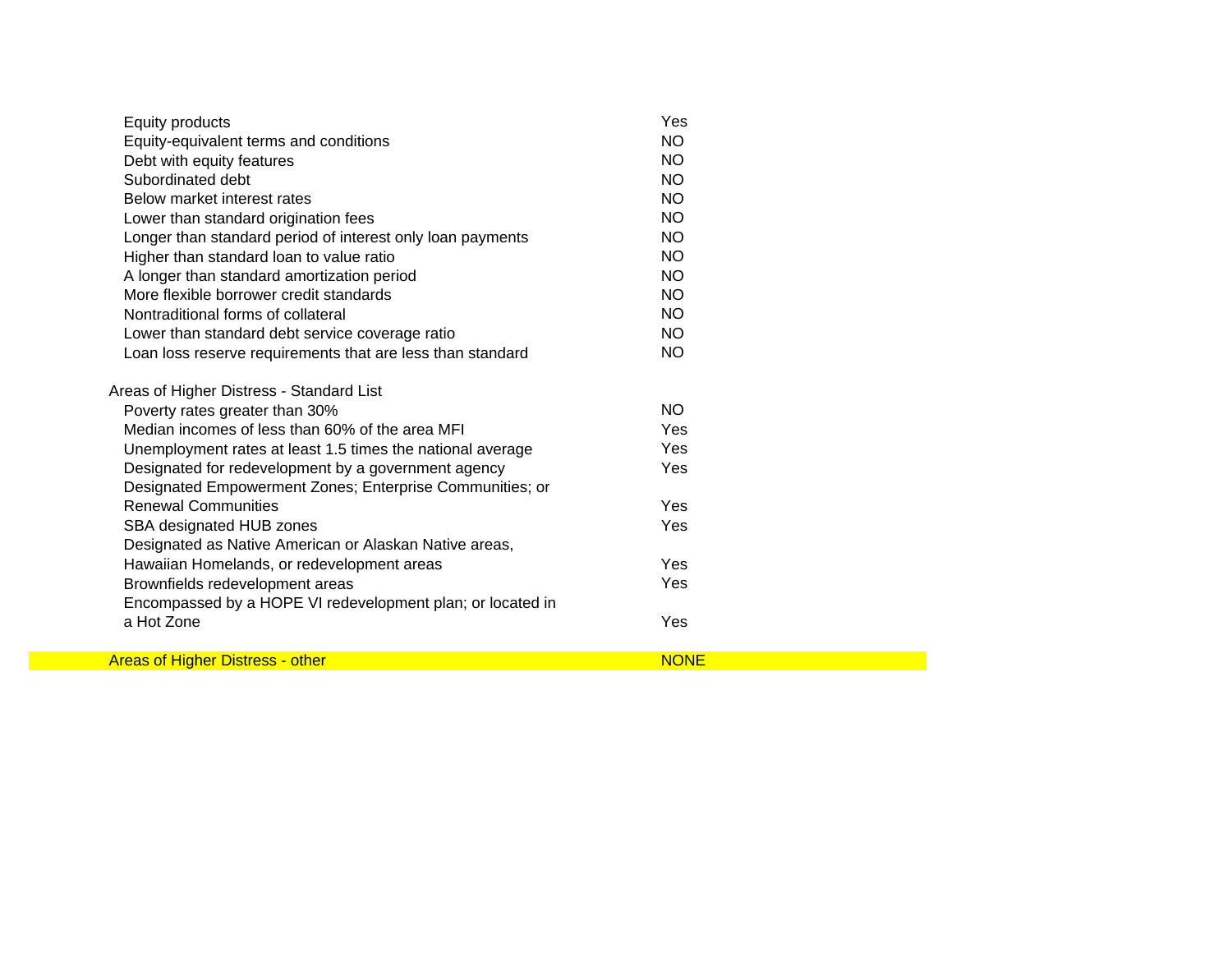| | |
|---|---|
| Equity products | Yes |
| Equity-equivalent terms and conditions | NO |
| Debt with equity features | NO |
| Subordinated debt | NO |
| Below market interest rates | NO |
| Lower than standard origination fees | NO |
| Longer than standard period of interest only loan payments | NO |
| Higher than standard loan to value ratio | NO |
| A longer than standard amortization period | NO |
| More flexible borrower credit standards | NO |
| Nontraditional forms of collateral | NO |
| Lower than standard debt service coverage ratio | NO |
| Loan loss reserve requirements that are less than standard | NO |

| Areas of Higher Distress - Standard List | |
|---|---|
| Poverty rates greater than 30% | NO |
| Median incomes of less than 60% of the area MFI | Yes |
| Unemployment rates at least 1.5 times the national average | Yes |
| Designated for redevelopment by a government agency | Yes |
| Designated Empowerment Zones; Enterprise Communities; or Renewal Communities | Yes |
| SBA designated HUB zones | Yes |
| Designated as Native American or Alaskan Native areas, Hawaiian Homelands, or redevelopment areas | Yes |
| Brownfields redevelopment areas | Yes |
| Encompassed by a HOPE VI redevelopment plan; or located in a Hot Zone | Yes |

| Areas of Higher Distress - other | NONE |
|---|---|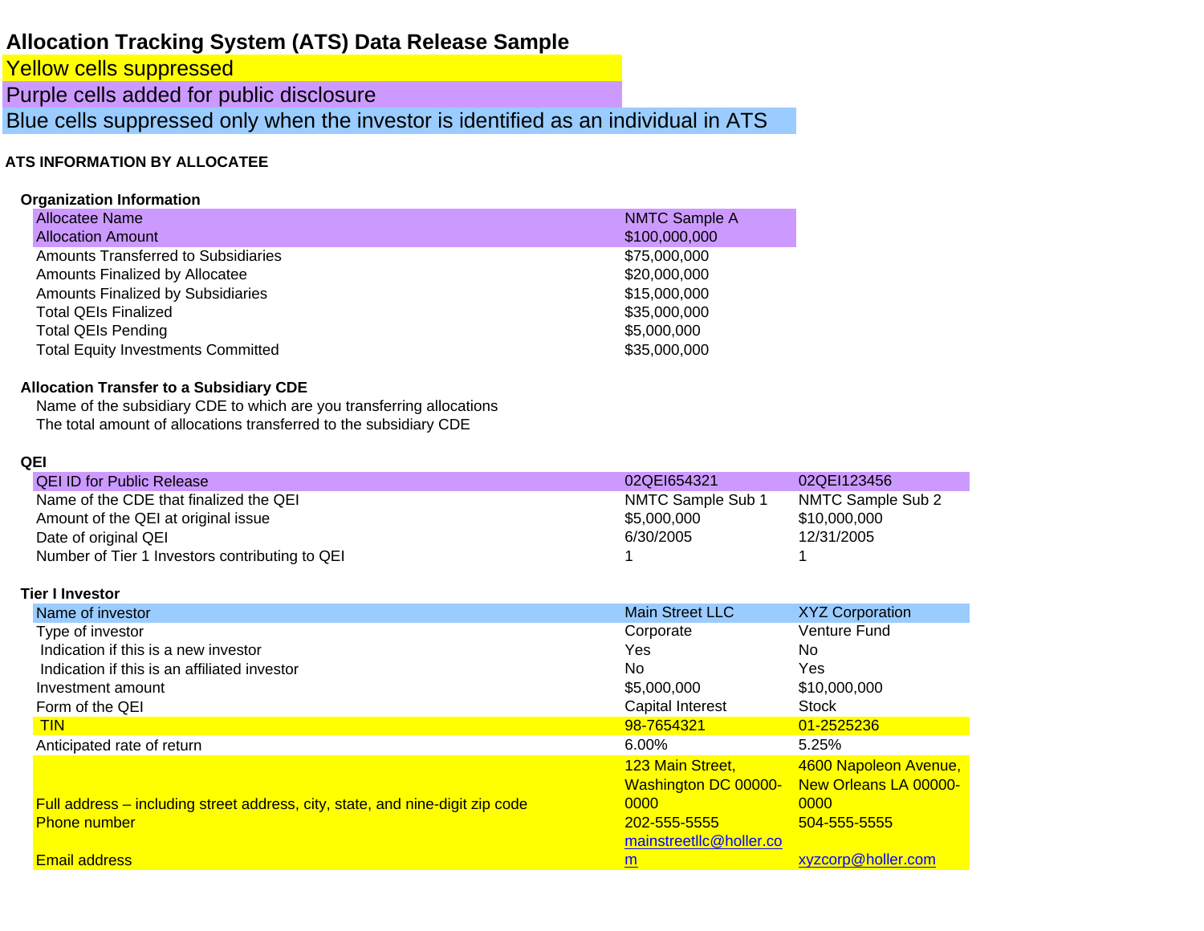# Allocation Tracking System (ATS) Data Release Sample

Yellow cells suppressed

Purple cells added for public disclosure

Blue cells suppressed only when the investor is identified as an individual in ATS

## ATS INFORMATION BY ALLOCATEE

### Organization Information

| | |
|---|---|
| Allocatee Name | NMTC Sample A |
| Allocation Amount | $100,000,000 |
| Amounts Transferred to Subsidiaries | $75,000,000 |
| Amounts Finalized by Allocatee | $20,000,000 |
| Amounts Finalized by Subsidiaries | $15,000,000 |
| Total QEIs Finalized | $35,000,000 |
| Total QEIs Pending | $5,000,000 |
| Total Equity Investments Committed | $35,000,000 |

### Allocation Transfer to a Subsidiary CDE

Name of the subsidiary CDE to which are you transferring allocations

The total amount of allocations transferred to the subsidiary CDE

### QEI

| | | |
|---|---|---|
| QEI ID for Public Release | 02QEI654321 | 02QEI123456 |
| Name of the CDE that finalized the QEI | NMTC Sample Sub 1 | NMTC Sample Sub 2 |
| Amount of the QEI at original issue | $5,000,000 | $10,000,000 |
| Date of original QEI | 6/30/2005 | 12/31/2005 |
| Number of Tier 1 Investors contributing to QEI | 1 | 1 |

### Tier I Investor

| | | |
|---|---|---|
| Name of investor | Main Street LLC | XYZ Corporation |
| Type of investor | Corporate | Venture Fund |
| Indication if this is a new investor | Yes | No |
| Indication if this is an affiliated investor | No | Yes |
| Investment amount | $5,000,000 | $10,000,000 |
| Form of the QEI | Capital Interest | Stock |
| TIN | 98-7654321 | 01-2525236 |
| Anticipated rate of return | 6.00% | 5.25% |
| Full address – including street address, city, state, and nine-digit zip code | 123 Main Street, Washington DC 00000-0000 | 4600 Napoleon Avenue, New Orleans LA 00000-0000 |
| Phone number | 202-555-5555 | 504-555-5555 |
| Email address | mainstreetllc@holler.com | xyzcorp@holler.com |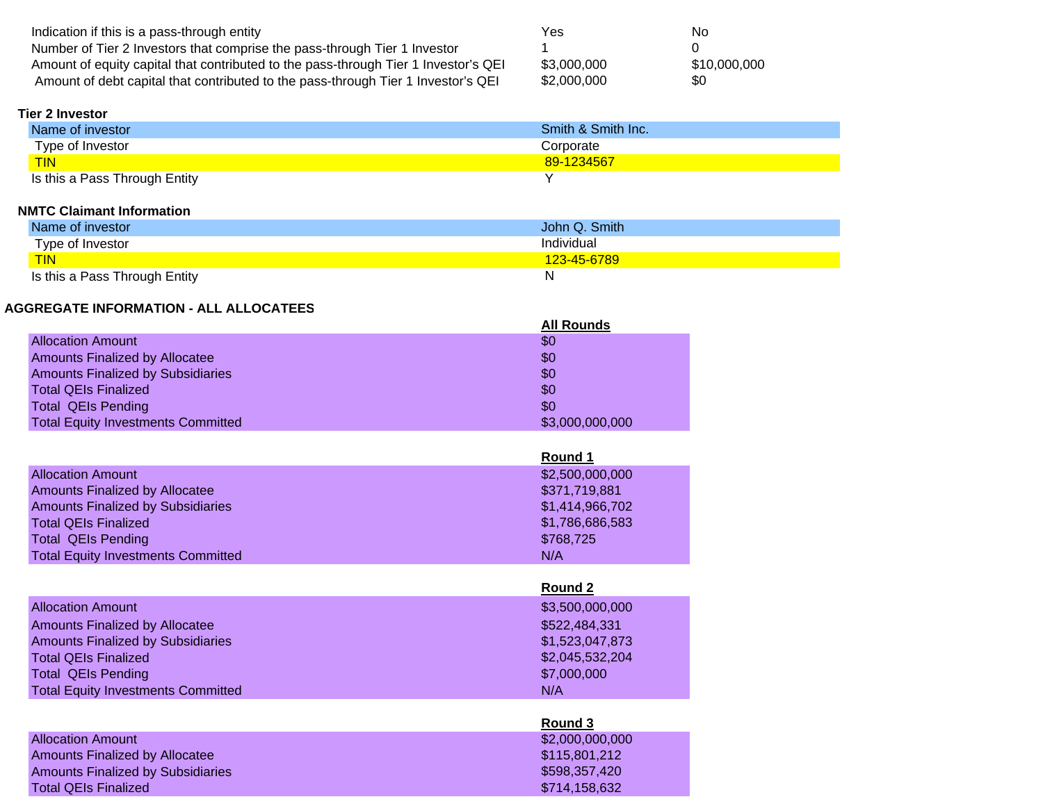| | | |
|---|---|---|
| Indication if this is a pass-through entity | Yes | No |
| Number of Tier 2 Investors that comprise the pass-through Tier 1 Investor | 1 | 0 |
| Amount of equity capital that contributed to the pass-through Tier 1 Investor's QEI | $3,000,000 | $10,000,000 |
| Amount of debt capital that contributed to the pass-through Tier 1 Investor's QEI | $2,000,000 | $0 |

**Tier 2 Investor**

| | |
|---|---|
| Name of investor | Smith & Smith Inc. |
| Type of Investor | Corporate |
| TIN | 89-1234567 |
| Is this a Pass Through Entity | Y |

**NMTC Claimant Information**

| | |
|---|---|
| Name of investor | John Q. Smith |
| Type of Investor | Individual |
| TIN | 123-45-6789 |
| Is this a Pass Through Entity | N |

**AGGREGATE INFORMATION - ALL ALLOCATEES**

| | All Rounds |
|---|---|
| Allocation Amount | $0 |
| Amounts Finalized by Allocatee | $0 |
| Amounts Finalized by Subsidiaries | $0 |
| Total QEIs Finalized | $0 |
| Total QEIs Pending | $0 |
| Total Equity Investments Committed | $3,000,000,000 |

| | Round 1 |
|---|---|
| Allocation Amount | $2,500,000,000 |
| Amounts Finalized by Allocatee | $371,719,881 |
| Amounts Finalized by Subsidiaries | $1,414,966,702 |
| Total QEIs Finalized | $1,786,686,583 |
| Total QEIs Pending | $768,725 |
| Total Equity Investments Committed | N/A |

| | Round 2 |
|---|---|
| Allocation Amount | $3,500,000,000 |
| Amounts Finalized by Allocatee | $522,484,331 |
| Amounts Finalized by Subsidiaries | $1,523,047,873 |
| Total QEIs Finalized | $2,045,532,204 |
| Total QEIs Pending | $7,000,000 |
| Total Equity Investments Committed | N/A |

| | Round 3 |
|---|---|
| Allocation Amount | $2,000,000,000 |
| Amounts Finalized by Allocatee | $115,801,212 |
| Amounts Finalized by Subsidiaries | $598,357,420 |
| Total QEIs Finalized | $714,158,632 |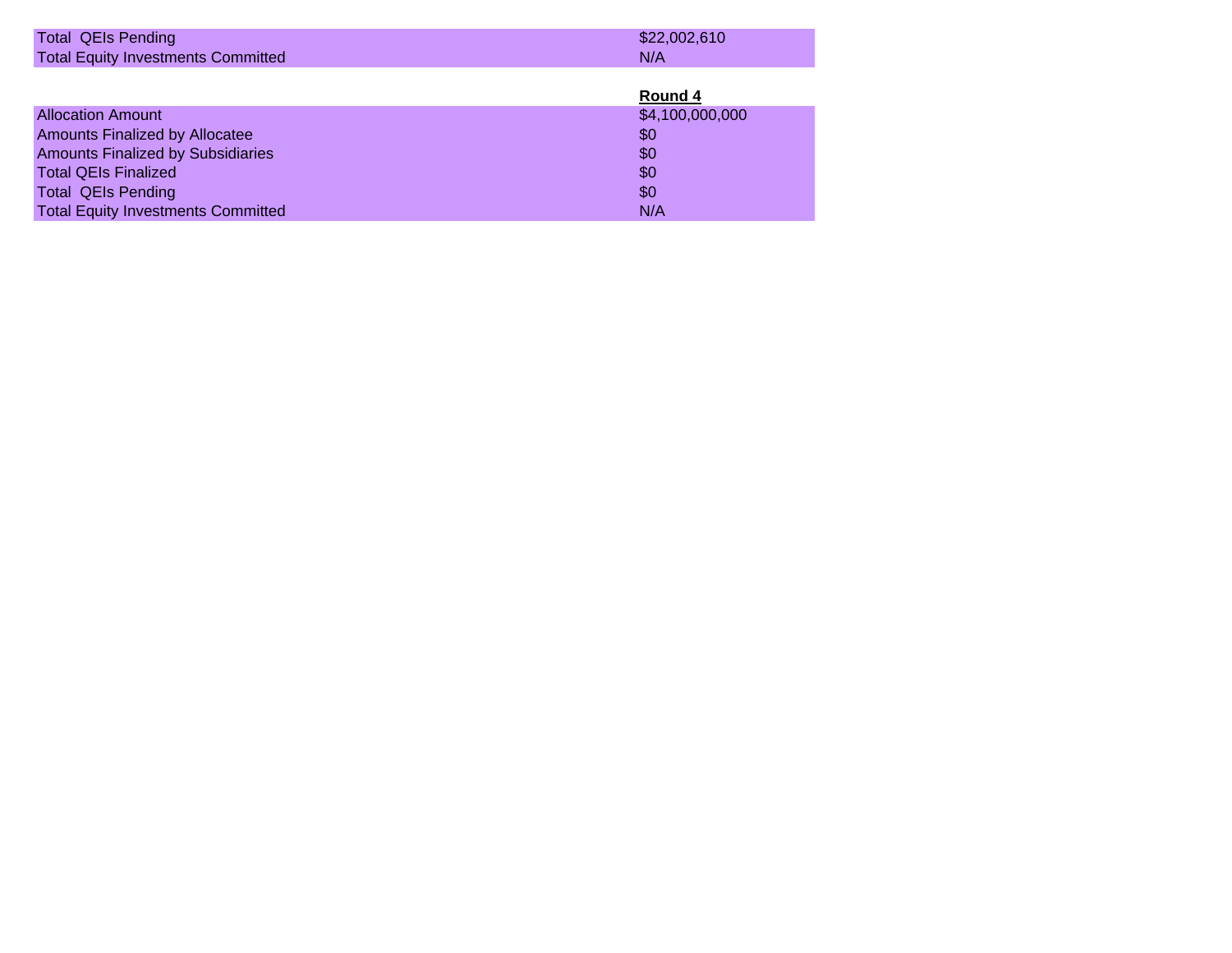| | |
|---|---|
| Total QEIs Pending | $22,002,610 |
| Total Equity Investments Committed | N/A |

| | **Round 4** |
|---|---|
| Allocation Amount | $4,100,000,000 |
| Amounts Finalized by Allocatee | $0 |
| Amounts Finalized by Subsidiaries | $0 |
| Total QEIs Finalized | $0 |
| Total QEIs Pending | $0 |
| Total Equity Investments Committed | N/A |